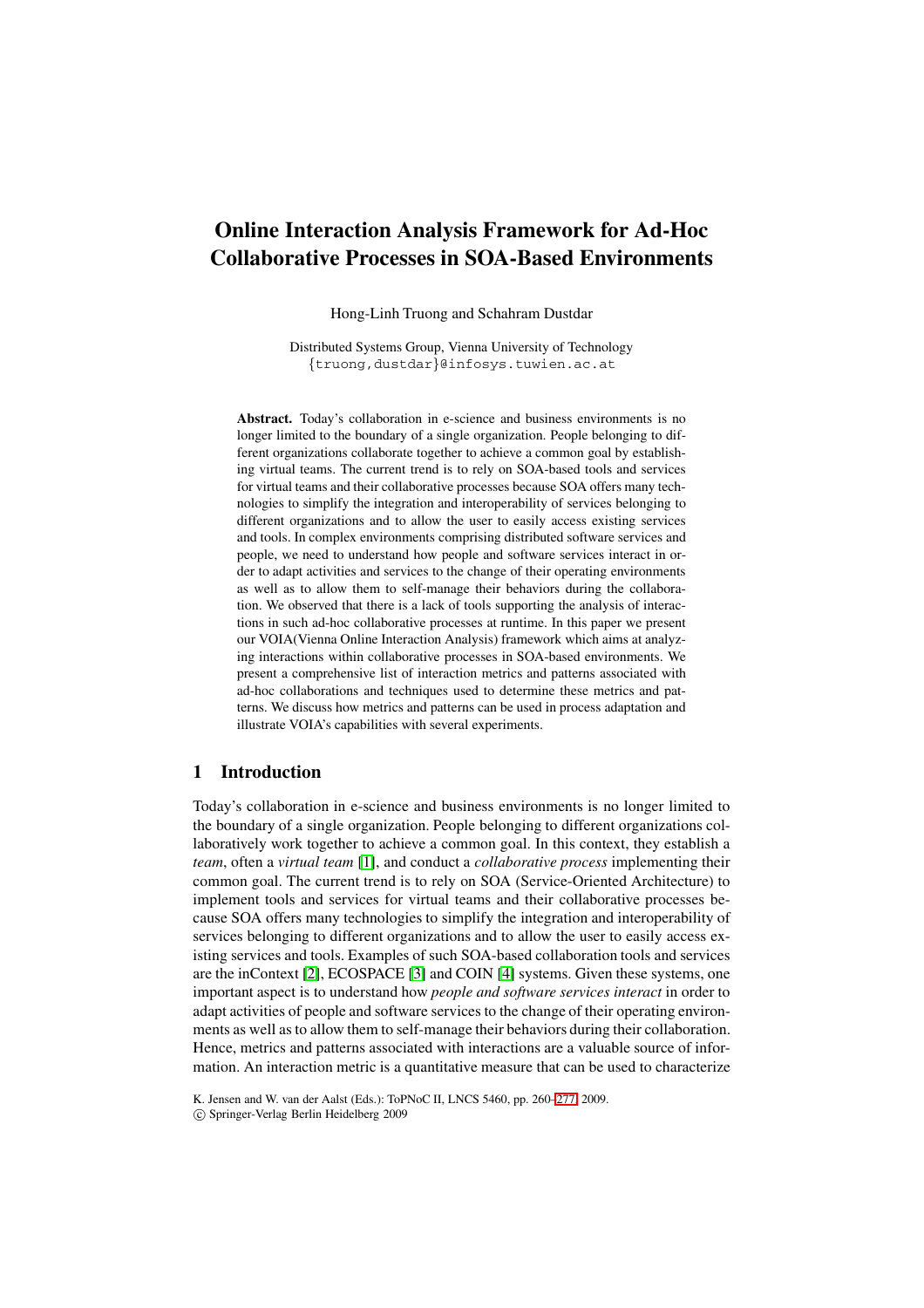# Online Interaction Analysis Framework for Ad-Hoc Collaborative Processes in SOA-Based Environments

Hong-Linh Truong and Schahram Dustdar

Distributed Systems Group, Vienna University of Technology
{truong,dustdar}@infosys.tuwien.ac.at

**Abstract.** Today's collaboration in e-science and business environments is no longer limited to the boundary of a single organization. People belonging to different organizations collaborate together to achieve a common goal by establishing virtual teams. The current trend is to rely on SOA-based tools and services for virtual teams and their collaborative processes because SOA offers many technologies to simplify the integration and interoperability of services belonging to different organizations and to allow the user to easily access existing services and tools. In complex environments comprising distributed software services and people, we need to understand how people and software services interact in order to adapt activities and services to the change of their operating environments as well as to allow them to self-manage their behaviors during the collaboration. We observed that there is a lack of tools supporting the analysis of interactions in such ad-hoc collaborative processes at runtime. In this paper we present our VOIA(Vienna Online Interaction Analysis) framework which aims at analyzing interactions within collaborative processes in SOA-based environments. We present a comprehensive list of interaction metrics and patterns associated with ad-hoc collaborations and techniques used to determine these metrics and patterns. We discuss how metrics and patterns can be used in process adaptation and illustrate VOIA's capabilities with several experiments.

## 1 Introduction

Today's collaboration in e-science and business environments is no longer limited to the boundary of a single organization. People belonging to different organizations collaboratively work together to achieve a common goal. In this context, they establish a *team*, often a *virtual team* [1], and conduct a *collaborative process* implementing their common goal. The current trend is to rely on SOA (Service-Oriented Architecture) to implement tools and services for virtual teams and their collaborative processes because SOA offers many technologies to simplify the integration and interoperability of services belonging to different organizations and to allow the user to easily access existing services and tools. Examples of such SOA-based collaboration tools and services are the inContext [2], ECOSPACE [3] and COIN [4] systems. Given these systems, one important aspect is to understand how *people and software services interact* in order to adapt activities of people and software services to the change of their operating environments as well as to allow them to self-manage their behaviors during their collaboration. Hence, metrics and patterns associated with interactions are a valuable source of information. An interaction metric is a quantitative measure that can be used to characterize

K. Jensen and W. van der Aalst (Eds.): ToPNoC II, LNCS 5460, pp. 260–277, 2009.
© Springer-Verlag Berlin Heidelberg 2009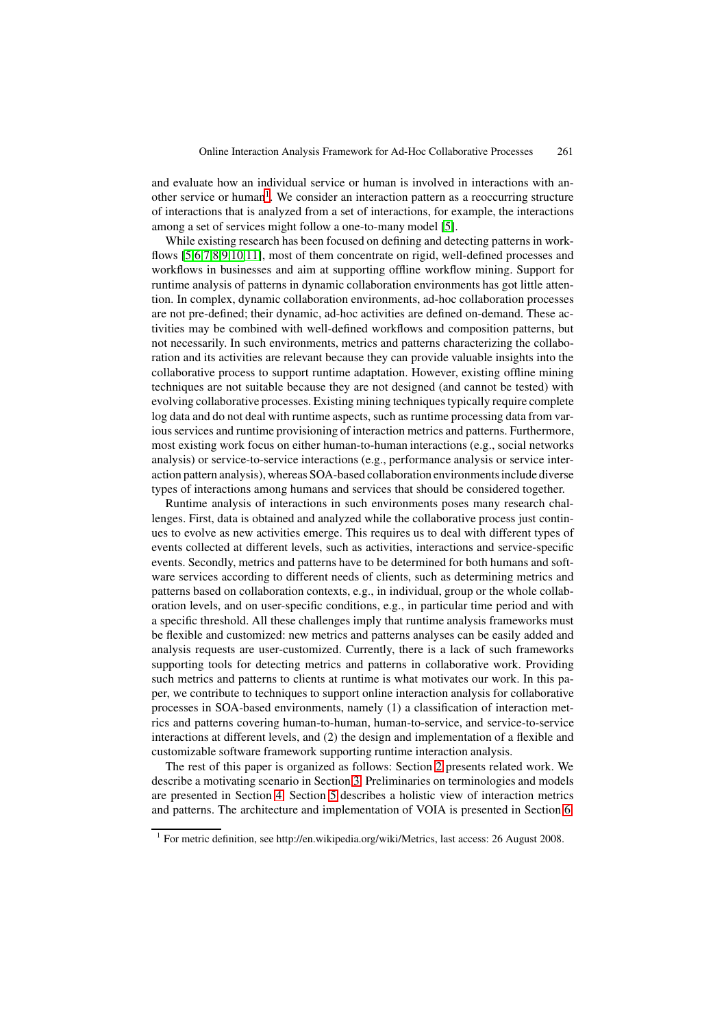and evaluate how an individual service or human is involved in interactions with another service or human[1]. We consider an interaction pattern as a reoccurring structure of interactions that is analyzed from a set of interactions, for example, the interactions among a set of services might follow a one-to-many model [5].

While existing research has been focused on defining and detecting patterns in workflows [5,6,7,8,9,10,11], most of them concentrate on rigid, well-defined processes and workflows in businesses and aim at supporting offline workflow mining. Support for runtime analysis of patterns in dynamic collaboration environments has got little attention. In complex, dynamic collaboration environments, ad-hoc collaboration processes are not pre-defined; their dynamic, ad-hoc activities are defined on-demand. These activities may be combined with well-defined workflows and composition patterns, but not necessarily. In such environments, metrics and patterns characterizing the collaboration and its activities are relevant because they can provide valuable insights into the collaborative process to support runtime adaptation. However, existing offline mining techniques are not suitable because they are not designed (and cannot be tested) with evolving collaborative processes. Existing mining techniques typically require complete log data and do not deal with runtime aspects, such as runtime processing data from various services and runtime provisioning of interaction metrics and patterns. Furthermore, most existing work focus on either human-to-human interactions (e.g., social networks analysis) or service-to-service interactions (e.g., performance analysis or service interaction pattern analysis), whereas SOA-based collaboration environments include diverse types of interactions among humans and services that should be considered together.

Runtime analysis of interactions in such environments poses many research challenges. First, data is obtained and analyzed while the collaborative process just continues to evolve as new activities emerge. This requires us to deal with different types of events collected at different levels, such as activities, interactions and service-specific events. Secondly, metrics and patterns have to be determined for both humans and software services according to different needs of clients, such as determining metrics and patterns based on collaboration contexts, e.g., in individual, group or the whole collaboration levels, and on user-specific conditions, e.g., in particular time period and with a specific threshold. All these challenges imply that runtime analysis frameworks must be flexible and customized: new metrics and patterns analyses can be easily added and analysis requests are user-customized. Currently, there is a lack of such frameworks supporting tools for detecting metrics and patterns in collaborative work. Providing such metrics and patterns to clients at runtime is what motivates our work. In this paper, we contribute to techniques to support online interaction analysis for collaborative processes in SOA-based environments, namely (1) a classification of interaction metrics and patterns covering human-to-human, human-to-service, and service-to-service interactions at different levels, and (2) the design and implementation of a flexible and customizable software framework supporting runtime interaction analysis.

The rest of this paper is organized as follows: Section 2 presents related work. We describe a motivating scenario in Section 3. Preliminaries on terminologies and models are presented in Section 4. Section 5 describes a holistic view of interaction metrics and patterns. The architecture and implementation of VOIA is presented in Section 6.

[1] For metric definition, see http://en.wikipedia.org/wiki/Metrics, last access: 26 August 2008.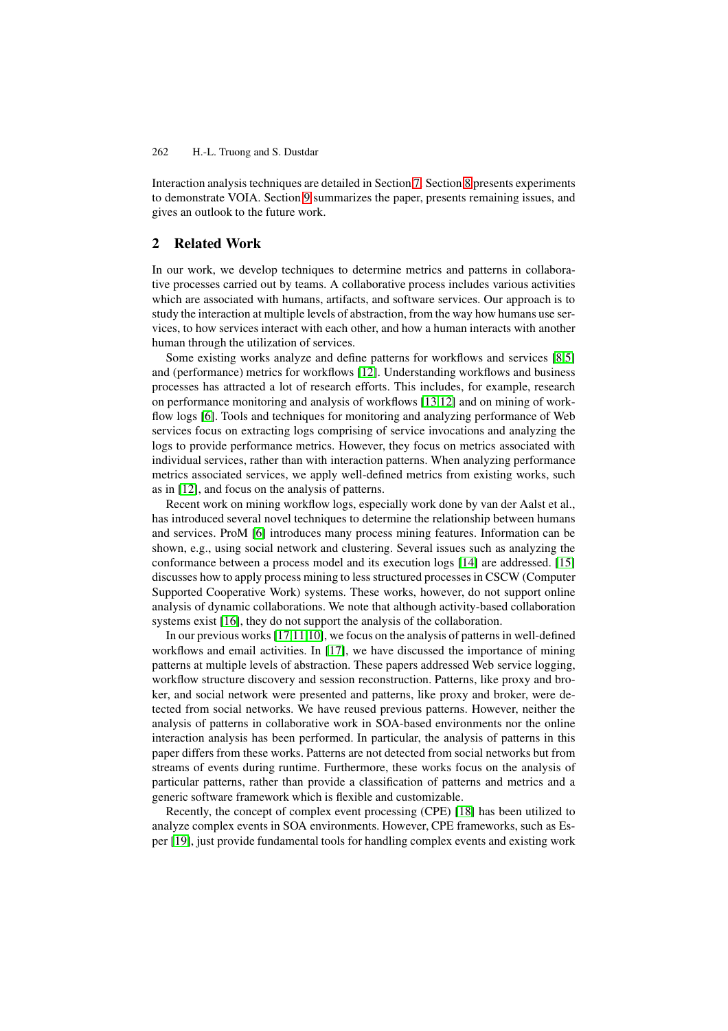Interaction analysis techniques are detailed in Section 7. Section 8 presents experiments to demonstrate VOIA. Section 9 summarizes the paper, presents remaining issues, and gives an outlook to the future work.

## 2 Related Work

In our work, we develop techniques to determine metrics and patterns in collaborative processes carried out by teams. A collaborative process includes various activities which are associated with humans, artifacts, and software services. Our approach is to study the interaction at multiple levels of abstraction, from the way how humans use services, to how services interact with each other, and how a human interacts with another human through the utilization of services.

Some existing works analyze and define patterns for workflows and services [8,5] and (performance) metrics for workflows [12]. Understanding workflows and business processes has attracted a lot of research efforts. This includes, for example, research on performance monitoring and analysis of workflows [13,12] and on mining of workflow logs [6]. Tools and techniques for monitoring and analyzing performance of Web services focus on extracting logs comprising of service invocations and analyzing the logs to provide performance metrics. However, they focus on metrics associated with individual services, rather than with interaction patterns. When analyzing performance metrics associated services, we apply well-defined metrics from existing works, such as in [12], and focus on the analysis of patterns.

Recent work on mining workflow logs, especially work done by van der Aalst et al., has introduced several novel techniques to determine the relationship between humans and services. ProM [6] introduces many process mining features. Information can be shown, e.g., using social network and clustering. Several issues such as analyzing the conformance between a process model and its execution logs [14] are addressed. [15] discusses how to apply process mining to less structured processes in CSCW (Computer Supported Cooperative Work) systems. These works, however, do not support online analysis of dynamic collaborations. We note that although activity-based collaboration systems exist [16], they do not support the analysis of the collaboration.

In our previous works [17,11,10], we focus on the analysis of patterns in well-defined workflows and email activities. In [17], we have discussed the importance of mining patterns at multiple levels of abstraction. These papers addressed Web service logging, workflow structure discovery and session reconstruction. Patterns, like proxy and broker, and social network were presented and patterns, like proxy and broker, were detected from social networks. We have reused previous patterns. However, neither the analysis of patterns in collaborative work in SOA-based environments nor the online interaction analysis has been performed. In particular, the analysis of patterns in this paper differs from these works. Patterns are not detected from social networks but from streams of events during runtime. Furthermore, these works focus on the analysis of particular patterns, rather than provide a classification of patterns and metrics and a generic software framework which is flexible and customizable.

Recently, the concept of complex event processing (CPE) [18] has been utilized to analyze complex events in SOA environments. However, CPE frameworks, such as Esper [19], just provide fundamental tools for handling complex events and existing work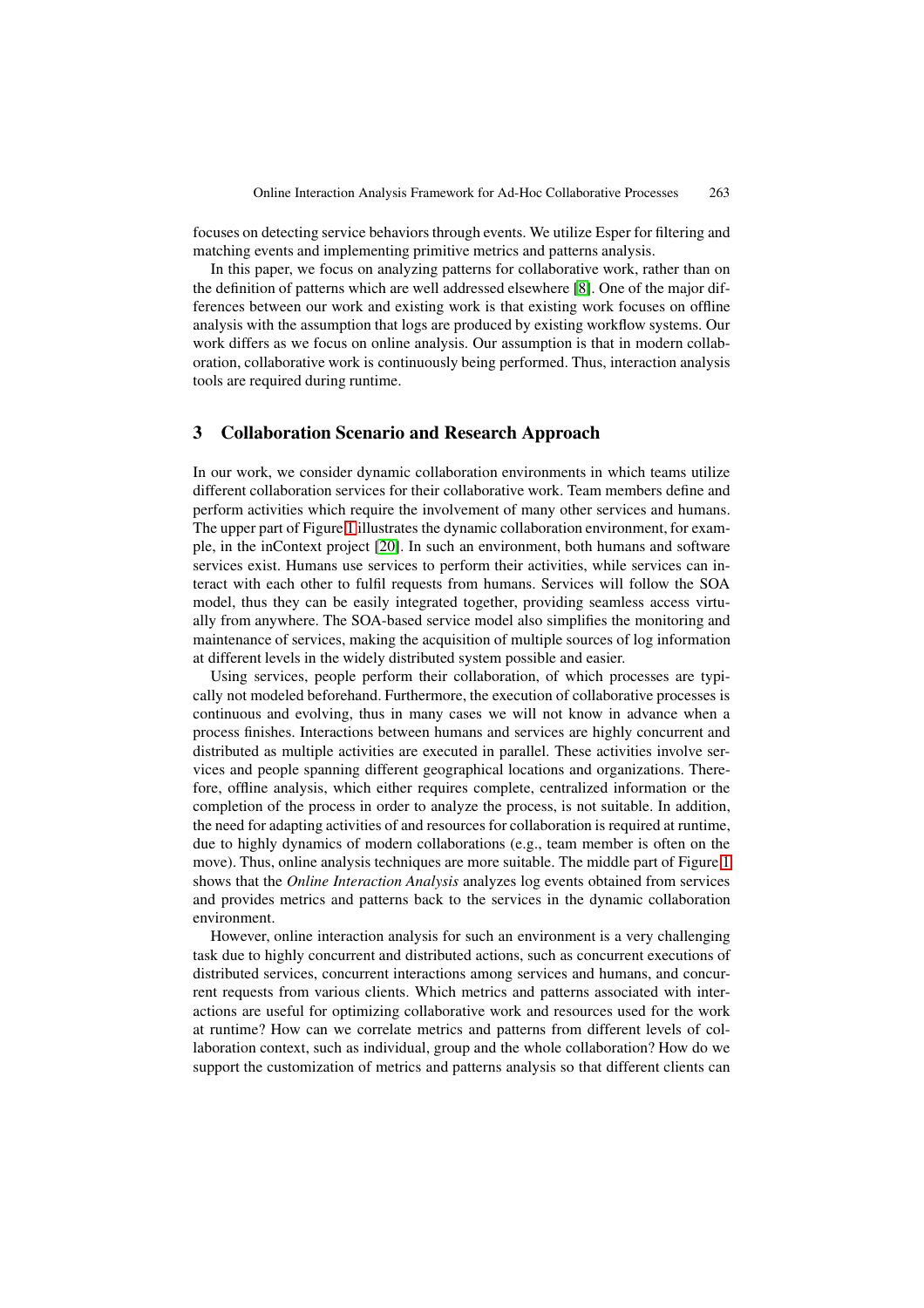focuses on detecting service behaviors through events. We utilize Esper for filtering and matching events and implementing primitive metrics and patterns analysis.

In this paper, we focus on analyzing patterns for collaborative work, rather than on the definition of patterns which are well addressed elsewhere [8]. One of the major differences between our work and existing work is that existing work focuses on offline analysis with the assumption that logs are produced by existing workflow systems. Our work differs as we focus on online analysis. Our assumption is that in modern collaboration, collaborative work is continuously being performed. Thus, interaction analysis tools are required during runtime.

## 3 Collaboration Scenario and Research Approach

In our work, we consider dynamic collaboration environments in which teams utilize different collaboration services for their collaborative work. Team members define and perform activities which require the involvement of many other services and humans. The upper part of Figure 1 illustrates the dynamic collaboration environment, for example, in the inContext project [20]. In such an environment, both humans and software services exist. Humans use services to perform their activities, while services can interact with each other to fulfil requests from humans. Services will follow the SOA model, thus they can be easily integrated together, providing seamless access virtually from anywhere. The SOA-based service model also simplifies the monitoring and maintenance of services, making the acquisition of multiple sources of log information at different levels in the widely distributed system possible and easier.

Using services, people perform their collaboration, of which processes are typically not modeled beforehand. Furthermore, the execution of collaborative processes is continuous and evolving, thus in many cases we will not know in advance when a process finishes. Interactions between humans and services are highly concurrent and distributed as multiple activities are executed in parallel. These activities involve services and people spanning different geographical locations and organizations. Therefore, offline analysis, which either requires complete, centralized information or the completion of the process in order to analyze the process, is not suitable. In addition, the need for adapting activities of and resources for collaboration is required at runtime, due to highly dynamics of modern collaborations (e.g., team member is often on the move). Thus, online analysis techniques are more suitable. The middle part of Figure 1 shows that the *Online Interaction Analysis* analyzes log events obtained from services and provides metrics and patterns back to the services in the dynamic collaboration environment.

However, online interaction analysis for such an environment is a very challenging task due to highly concurrent and distributed actions, such as concurrent executions of distributed services, concurrent interactions among services and humans, and concurrent requests from various clients. Which metrics and patterns associated with interactions are useful for optimizing collaborative work and resources used for the work at runtime? How can we correlate metrics and patterns from different levels of collaboration context, such as individual, group and the whole collaboration? How do we support the customization of metrics and patterns analysis so that different clients can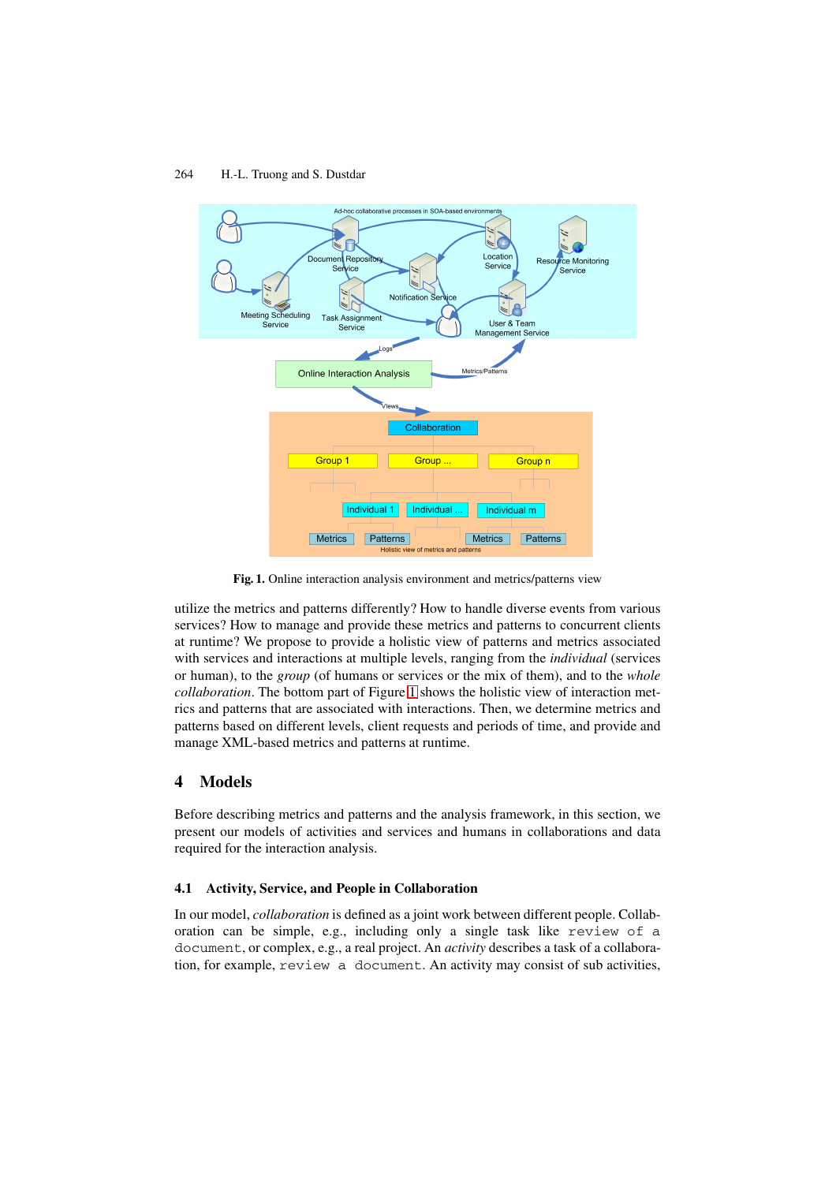**Fig. 1.** Online interaction analysis environment and metrics/patterns view

utilize the metrics and patterns differently? How to handle diverse events from various services? How to manage and provide these metrics and patterns to concurrent clients at runtime? We propose to provide a holistic view of patterns and metrics associated with services and interactions at multiple levels, ranging from the *individual* (services or human), to the *group* (of humans or services or the mix of them), and to the *whole collaboration*. The bottom part of Figure 1 shows the holistic view of interaction metrics and patterns that are associated with interactions. Then, we determine metrics and patterns based on different levels, client requests and periods of time, and provide and manage XML-based metrics and patterns at runtime.

## 4 Models

Before describing metrics and patterns and the analysis framework, in this section, we present our models of activities and services and humans in collaborations and data required for the interaction analysis.

### 4.1 Activity, Service, and People in Collaboration

In our model, *collaboration* is defined as a joint work between different people. Collaboration can be simple, e.g., including only a single task like `review of a document`, or complex, e.g., a real project. An *activity* describes a task of a collaboration, for example, `review a document`. An activity may consist of sub activities,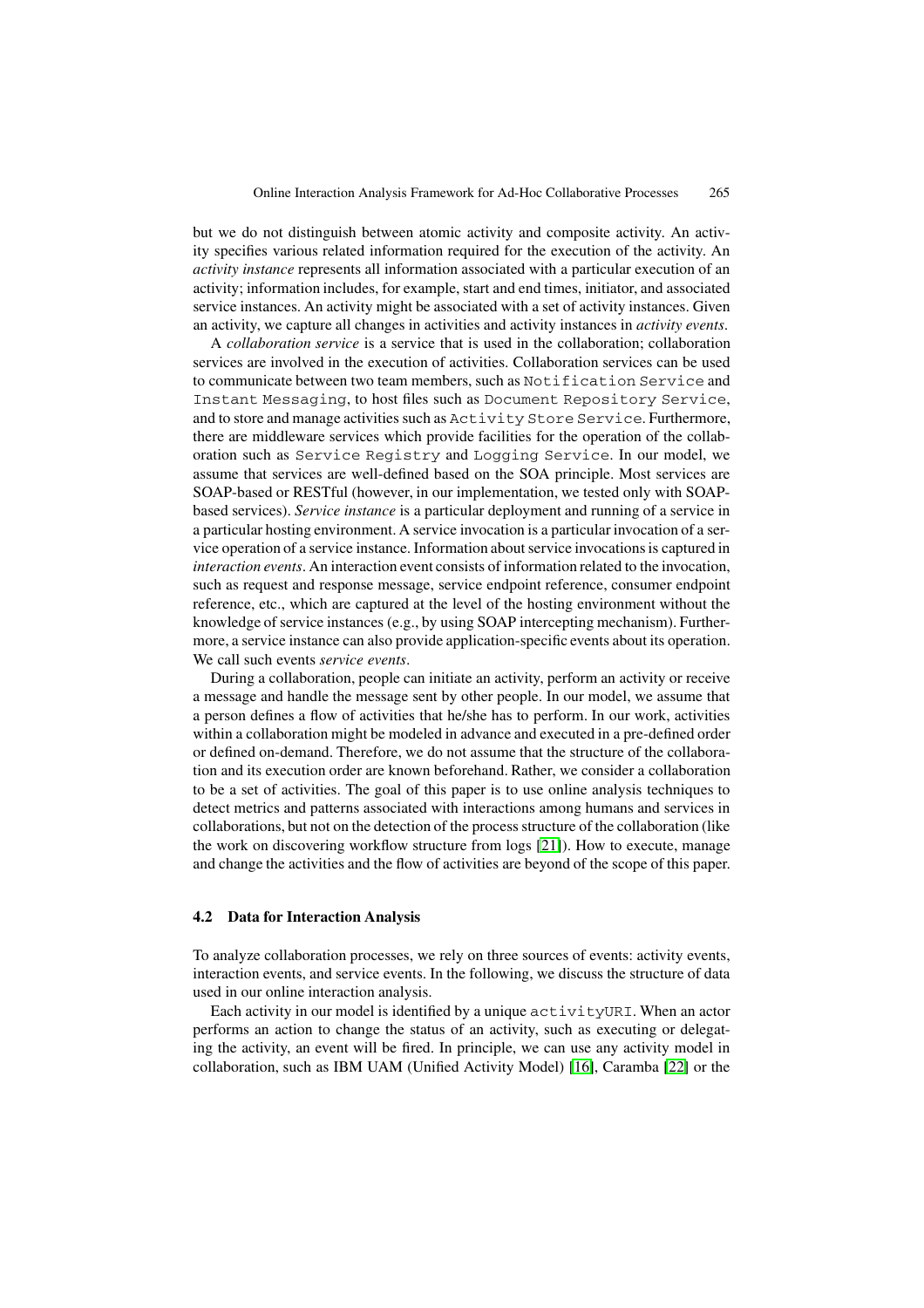but we do not distinguish between atomic activity and composite activity. An activity specifies various related information required for the execution of the activity. An *activity instance* represents all information associated with a particular execution of an activity; information includes, for example, start and end times, initiator, and associated service instances. An activity might be associated with a set of activity instances. Given an activity, we capture all changes in activities and activity instances in *activity events*.

A *collaboration service* is a service that is used in the collaboration; collaboration services are involved in the execution of activities. Collaboration services can be used to communicate between two team members, such as `Notification Service` and `Instant Messaging`, to host files such as `Document Repository Service`, and to store and manage activities such as `Activity Store Service`. Furthermore, there are middleware services which provide facilities for the operation of the collaboration such as `Service Registry` and `Logging Service`. In our model, we assume that services are well-defined based on the SOA principle. Most services are SOAP-based or RESTful (however, in our implementation, we tested only with SOAP-based services). *Service instance* is a particular deployment and running of a service in a particular hosting environment. A service invocation is a particular invocation of a service operation of a service instance. Information about service invocations is captured in *interaction events*. An interaction event consists of information related to the invocation, such as request and response message, service endpoint reference, consumer endpoint reference, etc., which are captured at the level of the hosting environment without the knowledge of service instances (e.g., by using SOAP intercepting mechanism). Furthermore, a service instance can also provide application-specific events about its operation. We call such events *service events*.

During a collaboration, people can initiate an activity, perform an activity or receive a message and handle the message sent by other people. In our model, we assume that a person defines a flow of activities that he/she has to perform. In our work, activities within a collaboration might be modeled in advance and executed in a pre-defined order or defined on-demand. Therefore, we do not assume that the structure of the collaboration and its execution order are known beforehand. Rather, we consider a collaboration to be a set of activities. The goal of this paper is to use online analysis techniques to detect metrics and patterns associated with interactions among humans and services in collaborations, but not on the detection of the process structure of the collaboration (like the work on discovering workflow structure from logs [21]). How to execute, manage and change the activities and the flow of activities are beyond of the scope of this paper.

### 4.2 Data for Interaction Analysis

To analyze collaboration processes, we rely on three sources of events: activity events, interaction events, and service events. In the following, we discuss the structure of data used in our online interaction analysis.

Each activity in our model is identified by a unique `activityURI`. When an actor performs an action to change the status of an activity, such as executing or delegating the activity, an event will be fired. In principle, we can use any activity model in collaboration, such as IBM UAM (Unified Activity Model) [16], Caramba [22] or the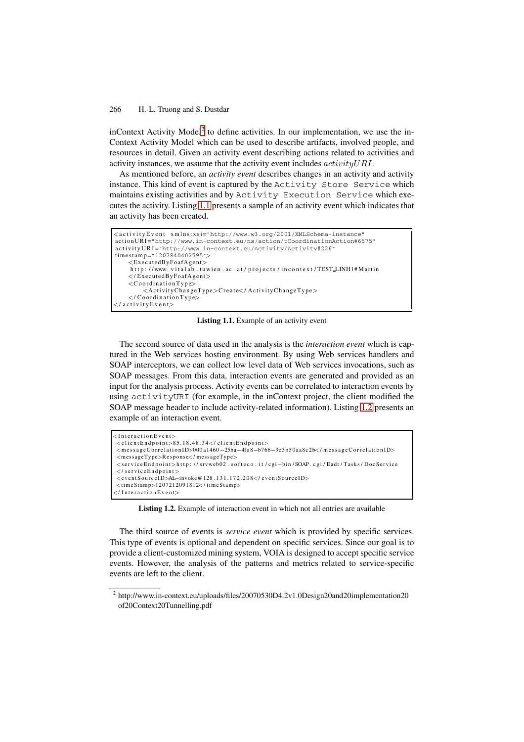inContext Activity Model[2] to define activities. In our implementation, we use the inContext Activity Model which can be used to describe artifacts, involved people, and resources in detail. Given an activity event describing actions related to activities and activity instances, we assume that the activity event includes $activityURI$.

As mentioned before, an *activity event* describes changes in an activity and activity instance. This kind of event is captured by the `Activity Store Service` which maintains existing activities and by `Activity Execution Service` which executes the activity. Listing 1.1 presents a sample of an activity event which indicates that an activity has been created.

```
<activityEvent xmlns:xsi="http://www.w3.org/2001/XMLSchema-instance"
 actionURI="http://www.in-context.eu/ns/action/tCoordinationAction#6575"
 activityURI="http://www.in-context.eu/Activity/Activity#226"
 timestamp="1207840402595">
     <ExecutedByFoafAgent>
      http://www.vitalab.tuwien.ac.at/projects/incontext/TEST_LINH1#Martin
     </ExecutedByFoafAgent>
     <CoordinationType>
         <ActivityChangeType>Create</ActivityChangeType>
     </CoordinationType>
</activityEvent>
```

**Listing 1.1.** Example of an activity event

The second source of data used in the analysis is the *interaction event* which is captured in the Web services hosting environment. By using Web services handlers and SOAP interceptors, we can collect low level data of Web services invocations, such as SOAP messages. From this data, interaction events are generated and provided as an input for the analysis process. Activity events can be correlated to interaction events by using `activityURI` (for example, in the inContext project, the client modified the SOAP message header to include activity-related information). Listing 1.2 presents an example of an interaction event.

```
<InteractionEvent>
 <clientEndpoint>85.18.48.34</clientEndpoint>
 <messageCorrelationID>000a1460-25ba-4fa8-b766-9c3b50aa8c2b</messageCorrelationID>
 <messageType>Response</messageType>
 <serviceEndpoint>http://srvweb02.softeco.it/cgi-bin/SOAP.cgi/Eadt/Tasks/DocService
 </serviceEndpoint>
 <eventSourceID>AL-invoke@128.131.172.208</eventSourceID>
 <timeStamp>1207212091812</timeStamp>
</InteractionEvent>
```

**Listing 1.2.** Example of interaction event in which not all entries are available

The third source of events is *service event* which is provided by specific services. This type of events is optional and dependent on specific services. Since our goal is to provide a client-customized mining system, VOIA is designed to accept specific service events. However, the analysis of the patterns and metrics related to service-specific events are left to the client.

[2] http://www.in-context.eu/uploads/files/20070530D4.2v1.0Design20and20implementation20of20Context20Tunnelling.pdf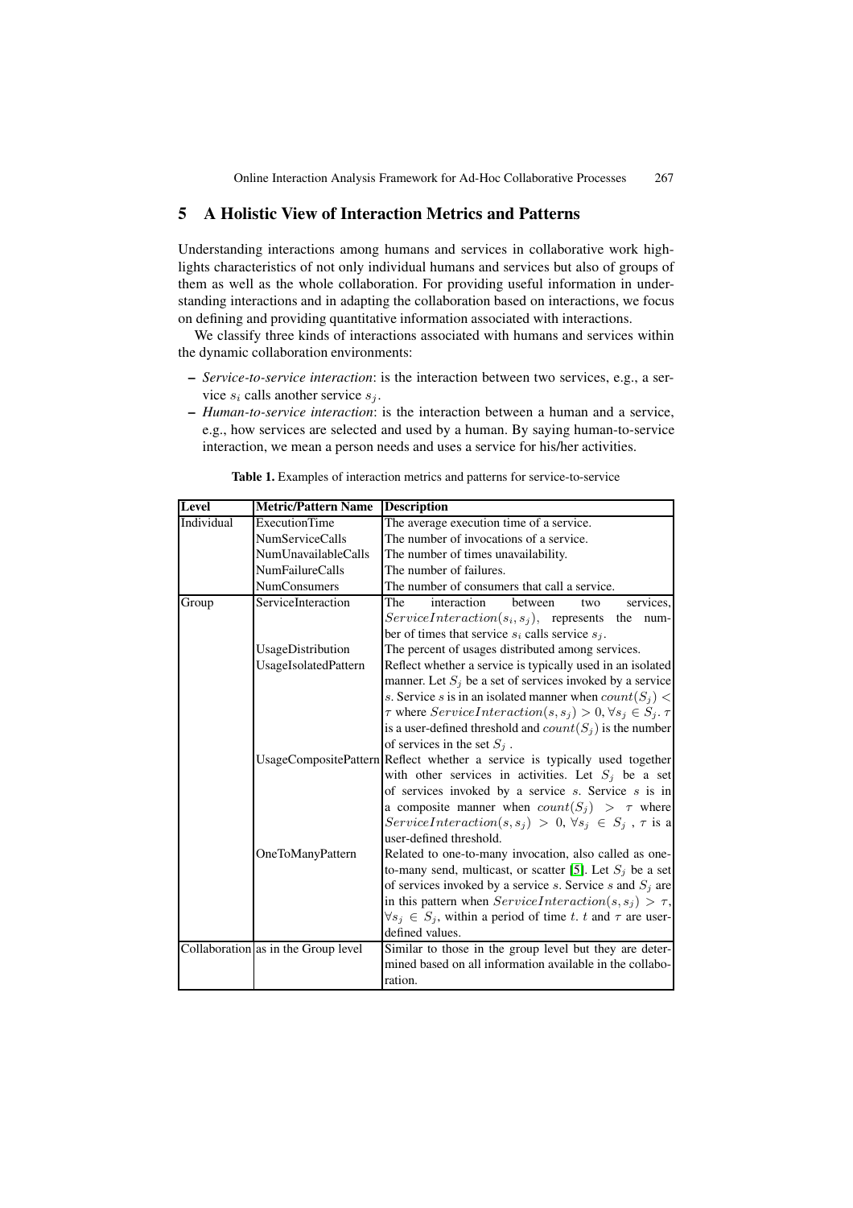## 5 A Holistic View of Interaction Metrics and Patterns

Understanding interactions among humans and services in collaborative work highlights characteristics of not only individual humans and services but also of groups of them as well as the whole collaboration. For providing useful information in understanding interactions and in adapting the collaboration based on interactions, we focus on defining and providing quantitative information associated with interactions.

We classify three kinds of interactions associated with humans and services within the dynamic collaboration environments:

- *Service-to-service interaction*: is the interaction between two services, e.g., a service $s_i$ calls another service $s_j$.
- *Human-to-service interaction*: is the interaction between a human and a service, e.g., how services are selected and used by a human. By saying human-to-service interaction, we mean a person needs and uses a service for his/her activities.

**Table 1.** Examples of interaction metrics and patterns for service-to-service

| Level | Metric/Pattern Name | Description |
|---|---|---|
| Individual | ExecutionTime | The average execution time of a service. |
| | NumServiceCalls | The number of invocations of a service. |
| | NumUnavailableCalls | The number of times unavailability. |
| | NumFailureCalls | The number of failures. |
| | NumConsumers | The number of consumers that call a service. |
| Group | ServiceInteraction | The interaction between two services, $ServiceInteraction(s_i, s_j)$, represents the number of times that service $s_i$ calls service $s_j$. |
| | UsageDistribution | The percent of usages distributed among services. |
| | UsageIsolatedPattern | Reflect whether a service is typically used in an isolated manner. Let $S_j$ be a set of services invoked by a service $s$. Service $s$ is in an isolated manner when $count(S_j) < \tau$ where $ServiceInteraction(s, s_j) > 0, \forall s_j \in S_j$. $\tau$ is a user-defined threshold and $count(S_j)$ is the number of services in the set $S_j$ . |
| | UsageCompositePattern | Reflect whether a service is typically used together with other services in activities. Let $S_j$ be a set of services invoked by a service $s$. Service $s$ is in a composite manner when $count(S_j) > \tau$ where $ServiceInteraction(s, s_j) > 0, \forall s_j \in S_j$ , $\tau$ is a user-defined threshold. |
| | OneToManyPattern | Related to one-to-many invocation, also called as one-to-many send, multicast, or scatter [5]. Let $S_j$ be a set of services invoked by a service $s$. Service $s$ and $S_j$ are in this pattern when $ServiceInteraction(s, s_j) > \tau$, $\forall s_j \in S_j$, within a period of time $t$. $t$ and $\tau$ are user-defined values. |
| Collaboration | as in the Group level | Similar to those in the group level but they are determined based on all information available in the collaboration. |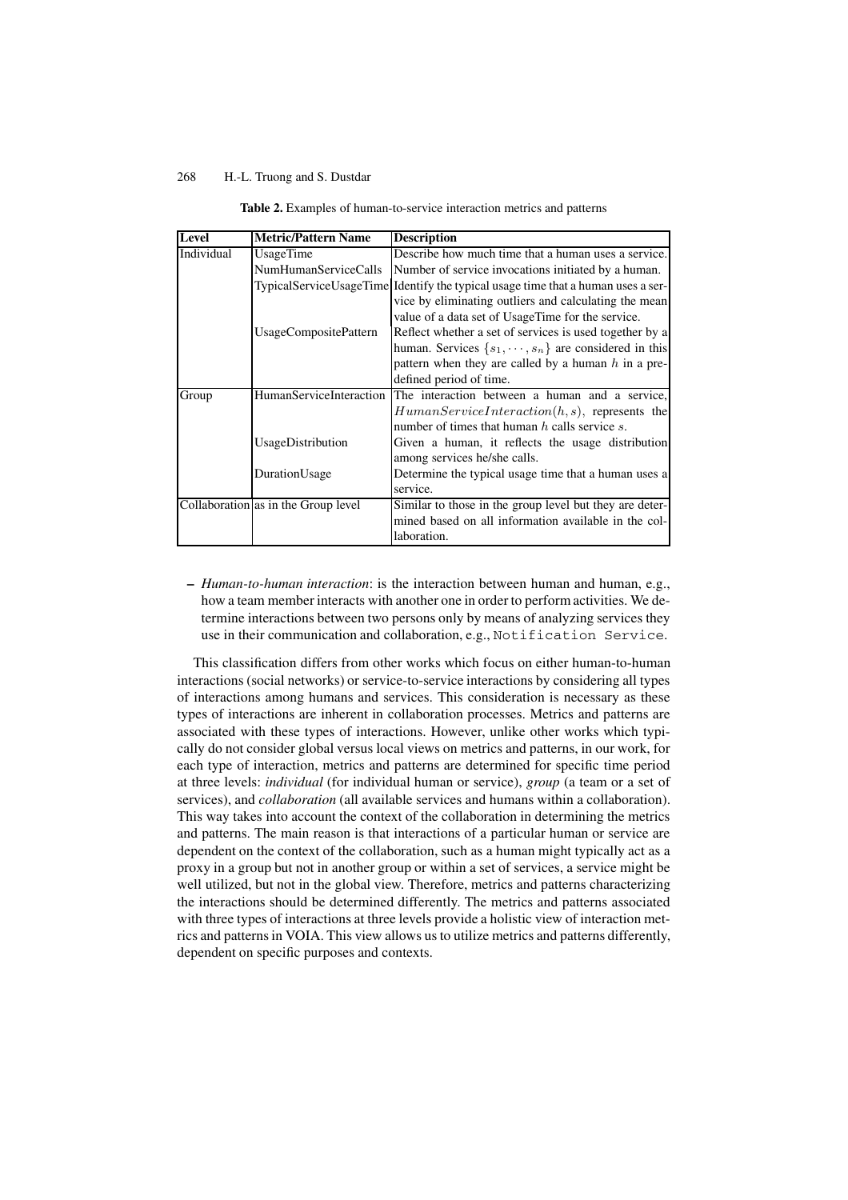**Table 2.** Examples of human-to-service interaction metrics and patterns

| Level | Metric/Pattern Name | Description |
|---|---|---|
| Individual | UsageTime | Describe how much time that a human uses a service. |
| | NumHumanServiceCalls | Number of service invocations initiated by a human. |
| | TypicalServiceUsageTime | Identify the typical usage time that a human uses a service by eliminating outliers and calculating the mean value of a data set of UsageTime for the service. |
| | UsageCompositePattern | Reflect whether a set of services is used together by a human. Services $\{s_1, \cdots, s_n\}$ are considered in this pattern when they are called by a human $h$ in a predefined period of time. |
| Group | HumanServiceInteraction | The interaction between a human and a service, $HumanServiceInteraction(h, s)$, represents the number of times that human $h$ calls service $s$. |
| | UsageDistribution | Given a human, it reflects the usage distribution among services he/she calls. |
| | DurationUsage | Determine the typical usage time that a human uses a service. |
| Collaboration | as in the Group level | Similar to those in the group level but they are determined based on all information available in the collaboration. |

- *Human-to-human interaction*: is the interaction between human and human, e.g., how a team member interacts with another one in order to perform activities. We determine interactions between two persons only by means of analyzing services they use in their communication and collaboration, e.g., `Notification Service`.

This classification differs from other works which focus on either human-to-human interactions (social networks) or service-to-service interactions by considering all types of interactions among humans and services. This consideration is necessary as these types of interactions are inherent in collaboration processes. Metrics and patterns are associated with these types of interactions. However, unlike other works which typically do not consider global versus local views on metrics and patterns, in our work, for each type of interaction, metrics and patterns are determined for specific time period at three levels: *individual* (for individual human or service), *group* (a team or a set of services), and *collaboration* (all available services and humans within a collaboration). This way takes into account the context of the collaboration in determining the metrics and patterns. The main reason is that interactions of a particular human or service are dependent on the context of the collaboration, such as a human might typically act as a proxy in a group but not in another group or within a set of services, a service might be well utilized, but not in the global view. Therefore, metrics and patterns characterizing the interactions should be determined differently. The metrics and patterns associated with three types of interactions at three levels provide a holistic view of interaction metrics and patterns in VOIA. This view allows us to utilize metrics and patterns differently, dependent on specific purposes and contexts.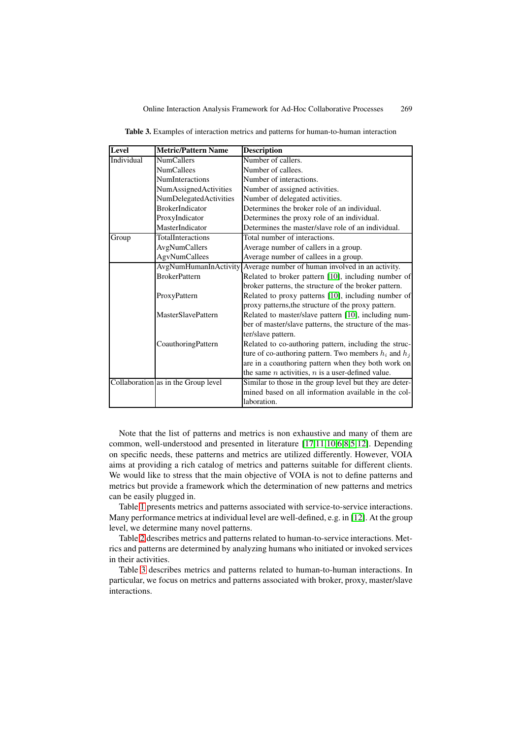**Table 3.** Examples of interaction metrics and patterns for human-to-human interaction

| Level | Metric/Pattern Name | Description |
|---|---|---|
| Individual | NumCallers | Number of callers. |
| | NumCallees | Number of callees. |
| | NumInteractions | Number of interactions. |
| | NumAssignedActivities | Number of assigned activities. |
| | NumDelegatedActivities | Number of delegated activities. |
| | BrokerIndicator | Determines the broker role of an individual. |
| | ProxyIndicator | Determines the proxy role of an individual. |
| | MasterIndicator | Determines the master/slave role of an individual. |
| Group | TotalInteractions | Total number of interactions. |
| | AvgNumCallers | Average number of callers in a group. |
| | AgvNumCallees | Average number of callees in a group. |
| | AvgNumHumanInActivity | Average number of human involved in an activity. |
| | BrokerPattern | Related to broker pattern [10], including number of broker patterns, the structure of the broker pattern. |
| | ProxyPattern | Related to proxy patterns [10], including number of proxy patterns,the structure of the proxy pattern. |
| | MasterSlavePattern | Related to master/slave pattern [10], including number of master/slave patterns, the structure of the master/slave pattern. |
| | CoauthoringPattern | Related to co-authoring pattern, including the structure of co-authoring pattern. Two members $h_i$ and $h_j$ are in a coauthoring pattern when they both work on the same $n$ activities, $n$ is a user-defined value. |
| Collaboration | as in the Group level | Similar to those in the group level but they are determined based on all information available in the collaboration. |

Note that the list of patterns and metrics is non exhaustive and many of them are common, well-understood and presented in literature [17,11,10,6,8,5,12]. Depending on specific needs, these patterns and metrics are utilized differently. However, VOIA aims at providing a rich catalog of metrics and patterns suitable for different clients. We would like to stress that the main objective of VOIA is not to define patterns and metrics but provide a framework which the determination of new patterns and metrics can be easily plugged in.

Table 1 presents metrics and patterns associated with service-to-service interactions. Many performance metrics at individual level are well-defined, e.g. in [12]. At the group level, we determine many novel patterns.

Table 2 describes metrics and patterns related to human-to-service interactions. Metrics and patterns are determined by analyzing humans who initiated or invoked services in their activities.

Table 3 describes metrics and patterns related to human-to-human interactions. In particular, we focus on metrics and patterns associated with broker, proxy, master/slave interactions.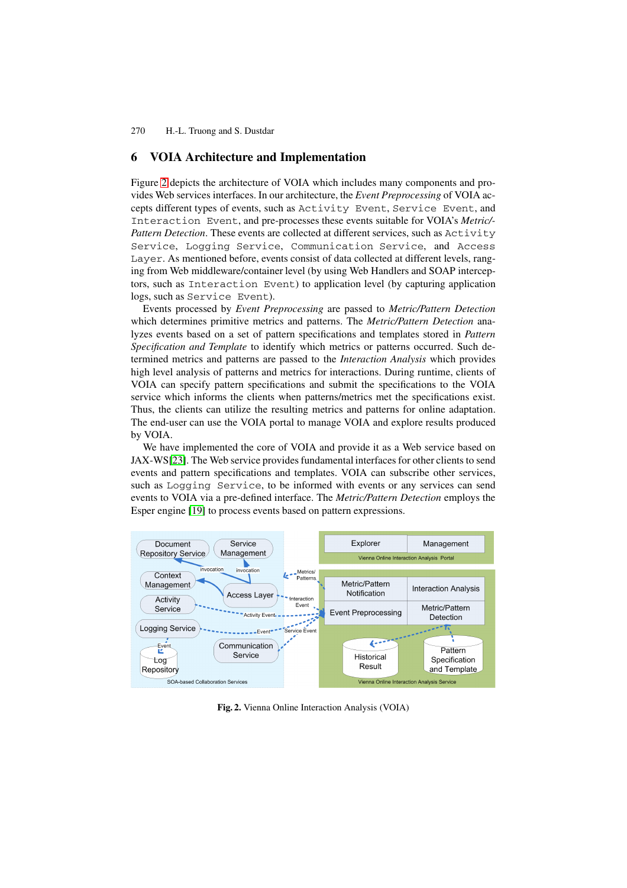## 6 VOIA Architecture and Implementation

Figure 2 depicts the architecture of VOIA which includes many components and provides Web services interfaces. In our architecture, the *Event Preprocessing* of VOIA accepts different types of events, such as `Activity Event`, `Service Event`, and `Interaction Event`, and pre-processes these events suitable for VOIA's *Metric/-Pattern Detection*. These events are collected at different services, such as `Activity Service`, `Logging Service`, `Communication Service`, and `Access Layer`. As mentioned before, events consist of data collected at different levels, ranging from Web middleware/container level (by using Web Handlers and SOAP interceptors, such as `Interaction Event`) to application level (by capturing application logs, such as `Service Event`).

Events processed by *Event Preprocessing* are passed to *Metric/Pattern Detection* which determines primitive metrics and patterns. The *Metric/Pattern Detection* analyzes events based on a set of pattern specifications and templates stored in *Pattern Specification and Template* to identify which metrics or patterns occurred. Such determined metrics and patterns are passed to the *Interaction Analysis* which provides high level analysis of patterns and metrics for interactions. During runtime, clients of VOIA can specify pattern specifications and submit the specifications to the VOIA service which informs the clients when patterns/metrics met the specifications exist. Thus, the clients can utilize the resulting metrics and patterns for online adaptation. The end-user can use the VOIA portal to manage VOIA and explore results produced by VOIA.

We have implemented the core of VOIA and provide it as a Web service based on JAX-WS[23]. The Web service provides fundamental interfaces for other clients to send events and pattern specifications and templates. VOIA can subscribe other services, such as `Logging Service`, to be informed with events or any services can send events to VOIA via a pre-defined interface. The *Metric/Pattern Detection* employs the Esper engine [19] to process events based on pattern expressions.

**Fig. 2.** Vienna Online Interaction Analysis (VOIA)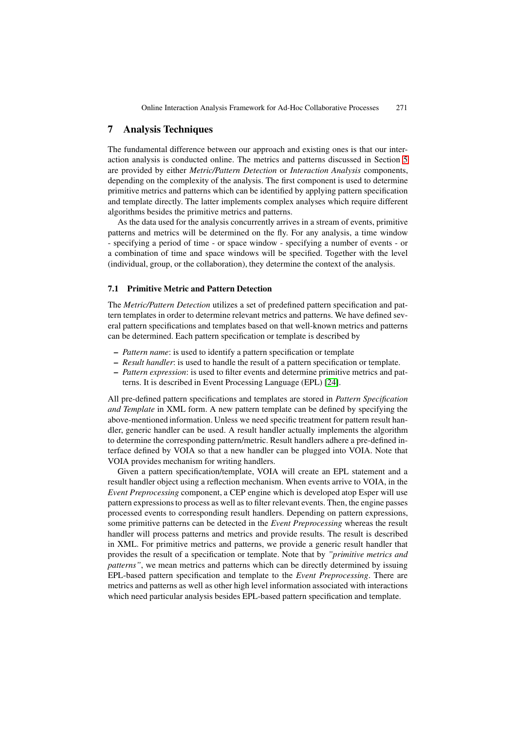## 7 Analysis Techniques

The fundamental difference between our approach and existing ones is that our interaction analysis is conducted online. The metrics and patterns discussed in Section 5 are provided by either *Metric/Pattern Detection* or *Interaction Analysis* components, depending on the complexity of the analysis. The first component is used to determine primitive metrics and patterns which can be identified by applying pattern specification and template directly. The latter implements complex analyses which require different algorithms besides the primitive metrics and patterns.

As the data used for the analysis concurrently arrives in a stream of events, primitive patterns and metrics will be determined on the fly. For any analysis, a time window - specifying a period of time - or space window - specifying a number of events - or a combination of time and space windows will be specified. Together with the level (individual, group, or the collaboration), they determine the context of the analysis.

### 7.1 Primitive Metric and Pattern Detection

The *Metric/Pattern Detection* utilizes a set of predefined pattern specification and pattern templates in order to determine relevant metrics and patterns. We have defined several pattern specifications and templates based on that well-known metrics and patterns can be determined. Each pattern specification or template is described by

- *Pattern name*: is used to identify a pattern specification or template
- *Result handler*: is used to handle the result of a pattern specification or template.
- *Pattern expression*: is used to filter events and determine primitive metrics and patterns. It is described in Event Processing Language (EPL) [24].

All pre-defined pattern specifications and templates are stored in *Pattern Specification and Template* in XML form. A new pattern template can be defined by specifying the above-mentioned information. Unless we need specific treatment for pattern result handler, generic handler can be used. A result handler actually implements the algorithm to determine the corresponding pattern/metric. Result handlers adhere a pre-defined interface defined by VOIA so that a new handler can be plugged into VOIA. Note that VOIA provides mechanism for writing handlers.

Given a pattern specification/template, VOIA will create an EPL statement and a result handler object using a reflection mechanism. When events arrive to VOIA, in the *Event Preprocessing* component, a CEP engine which is developed atop Esper will use pattern expressions to process as well as to filter relevant events. Then, the engine passes processed events to corresponding result handlers. Depending on pattern expressions, some primitive patterns can be detected in the *Event Preprocessing* whereas the result handler will process patterns and metrics and provide results. The result is described in XML. For primitive metrics and patterns, we provide a generic result handler that provides the result of a specification or template. Note that by *"primitive metrics and patterns"*, we mean metrics and patterns which can be directly determined by issuing EPL-based pattern specification and template to the *Event Preprocessing*. There are metrics and patterns as well as other high level information associated with interactions which need particular analysis besides EPL-based pattern specification and template.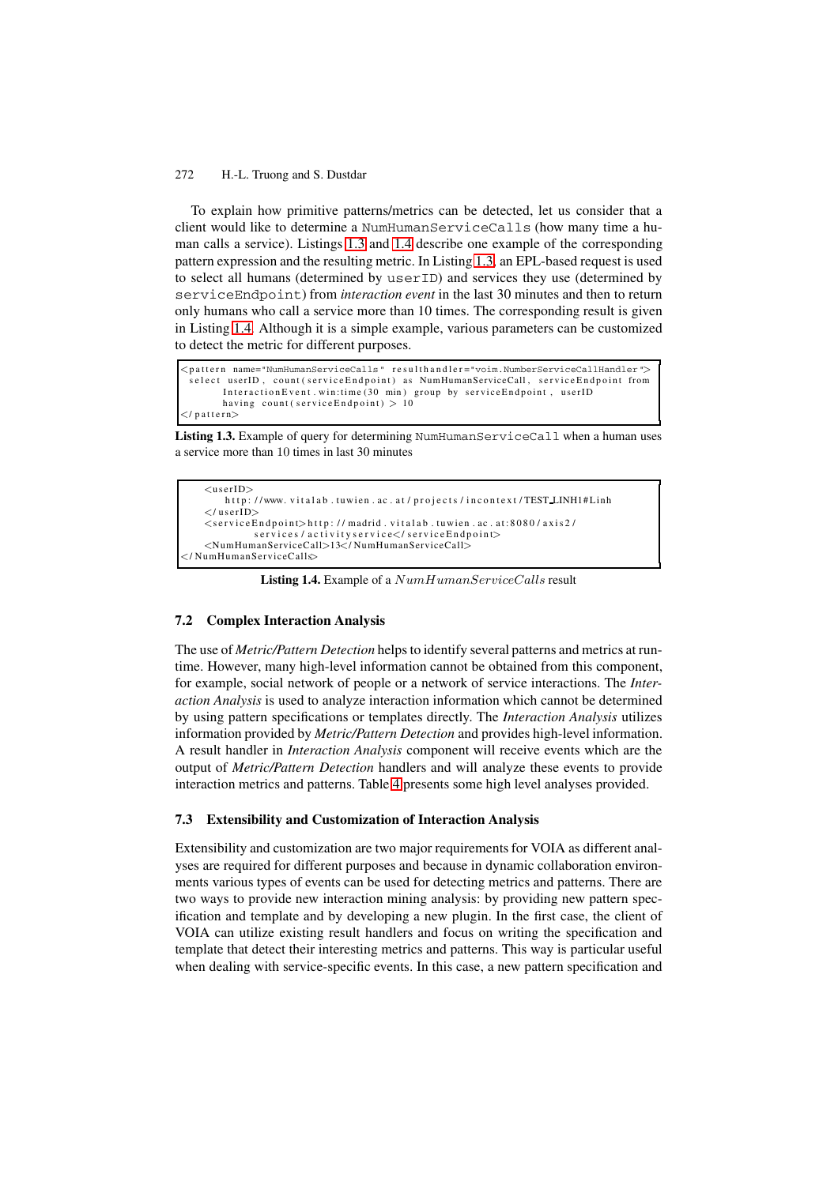To explain how primitive patterns/metrics can be detected, let us consider that a client would like to determine a `NumHumanServiceCalls` (how many time a human calls a service). Listings 1.3 and 1.4 describe one example of the corresponding pattern expression and the resulting metric. In Listing 1.3, an EPL-based request is used to select all humans (determined by `userID`) and services they use (determined by `serviceEndpoint`) from *interaction event* in the last 30 minutes and then to return only humans who call a service more than 10 times. The corresponding result is given in Listing 1.4. Although it is a simple example, various parameters can be customized to detect the metric for different purposes.

```
<pattern name="NumHumanServiceCalls" resulthandler="voim.NumberServiceCallHandler">
  select userID, count(serviceEndpoint) as NumHumanServiceCall, serviceEndpoint from
        InteractionEvent.win:time(30 min) group by serviceEndpoint, userID
        having count(serviceEndpoint) > 10
</pattern>
```

**Listing 1.3.** Example of query for determining `NumHumanServiceCall` when a human uses a service more than 10 times in last 30 minutes

```
    <userID>
        http://www.vitalab.tuwien.ac.at/projects/incontext/TEST_LINH1#Linh
    </userID>
    <serviceEndpoint>http://madrid.vitalab.tuwien.ac.at:8080/axis2/
            services/activityservice</serviceEndpoint>
    <NumHumanServiceCall>13</NumHumanServiceCall>
</NumHumanServiceCalls>
```

**Listing 1.4.** Example of a $NumHumanServiceCalls$ result

### 7.2 Complex Interaction Analysis

The use of *Metric/Pattern Detection* helps to identify several patterns and metrics at runtime. However, many high-level information cannot be obtained from this component, for example, social network of people or a network of service interactions. The *Interaction Analysis* is used to analyze interaction information which cannot be determined by using pattern specifications or templates directly. The *Interaction Analysis* utilizes information provided by *Metric/Pattern Detection* and provides high-level information. A result handler in *Interaction Analysis* component will receive events which are the output of *Metric/Pattern Detection* handlers and will analyze these events to provide interaction metrics and patterns. Table 4 presents some high level analyses provided.

### 7.3 Extensibility and Customization of Interaction Analysis

Extensibility and customization are two major requirements for VOIA as different analyses are required for different purposes and because in dynamic collaboration environments various types of events can be used for detecting metrics and patterns. There are two ways to provide new interaction mining analysis: by providing new pattern specification and template and by developing a new plugin. In the first case, the client of VOIA can utilize existing result handlers and focus on writing the specification and template that detect their interesting metrics and patterns. This way is particular useful when dealing with service-specific events. In this case, a new pattern specification and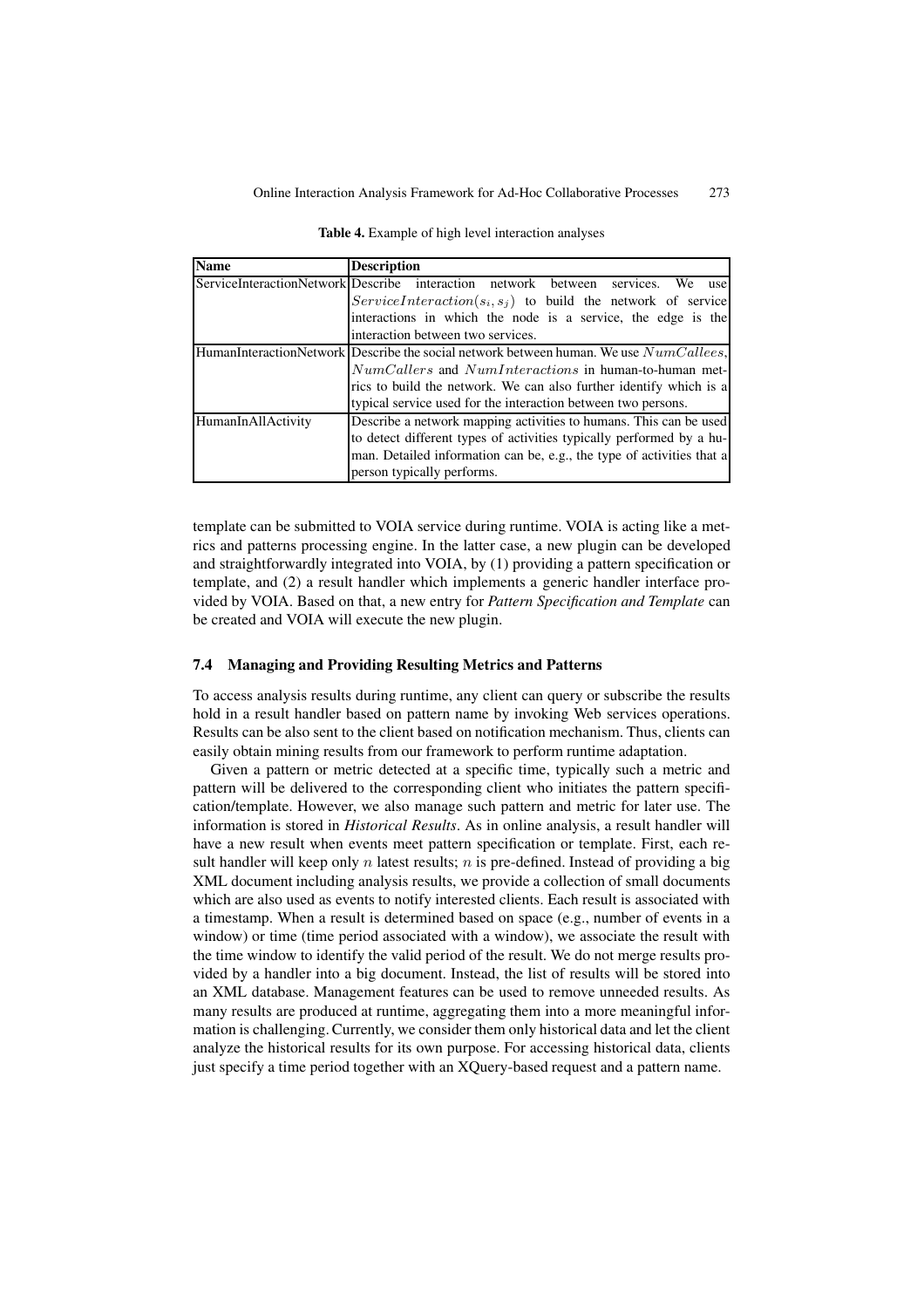**Table 4.** Example of high level interaction analyses

| Name | Description |
|---|---|
| ServiceInteractionNetwork | Describe interaction network between services. We use $ServiceInteraction(s_i, s_j)$ to build the network of service interactions in which the node is a service, the edge is the interaction between two services. |
| HumanInteractionNetwork | Describe the social network between human. We use $NumCallees$, $NumCallers$ and $NumInteractions$ in human-to-human metrics to build the network. We can also further identify which is a typical service used for the interaction between two persons. |
| HumanInAllActivity | Describe a network mapping activities to humans. This can be used to detect different types of activities typically performed by a human. Detailed information can be, e.g., the type of activities that a person typically performs. |

template can be submitted to VOIA service during runtime. VOIA is acting like a metrics and patterns processing engine. In the latter case, a new plugin can be developed and straightforwardly integrated into VOIA, by (1) providing a pattern specification or template, and (2) a result handler which implements a generic handler interface provided by VOIA. Based on that, a new entry for *Pattern Specification and Template* can be created and VOIA will execute the new plugin.

### 7.4 Managing and Providing Resulting Metrics and Patterns

To access analysis results during runtime, any client can query or subscribe the results hold in a result handler based on pattern name by invoking Web services operations. Results can be also sent to the client based on notification mechanism. Thus, clients can easily obtain mining results from our framework to perform runtime adaptation.

Given a pattern or metric detected at a specific time, typically such a metric and pattern will be delivered to the corresponding client who initiates the pattern specification/template. However, we also manage such pattern and metric for later use. The information is stored in *Historical Results*. As in online analysis, a result handler will have a new result when events meet pattern specification or template. First, each result handler will keep only $n$ latest results; $n$ is pre-defined. Instead of providing a big XML document including analysis results, we provide a collection of small documents which are also used as events to notify interested clients. Each result is associated with a timestamp. When a result is determined based on space (e.g., number of events in a window) or time (time period associated with a window), we associate the result with the time window to identify the valid period of the result. We do not merge results provided by a handler into a big document. Instead, the list of results will be stored into an XML database. Management features can be used to remove unneeded results. As many results are produced at runtime, aggregating them into a more meaningful information is challenging. Currently, we consider them only historical data and let the client analyze the historical results for its own purpose. For accessing historical data, clients just specify a time period together with an XQuery-based request and a pattern name.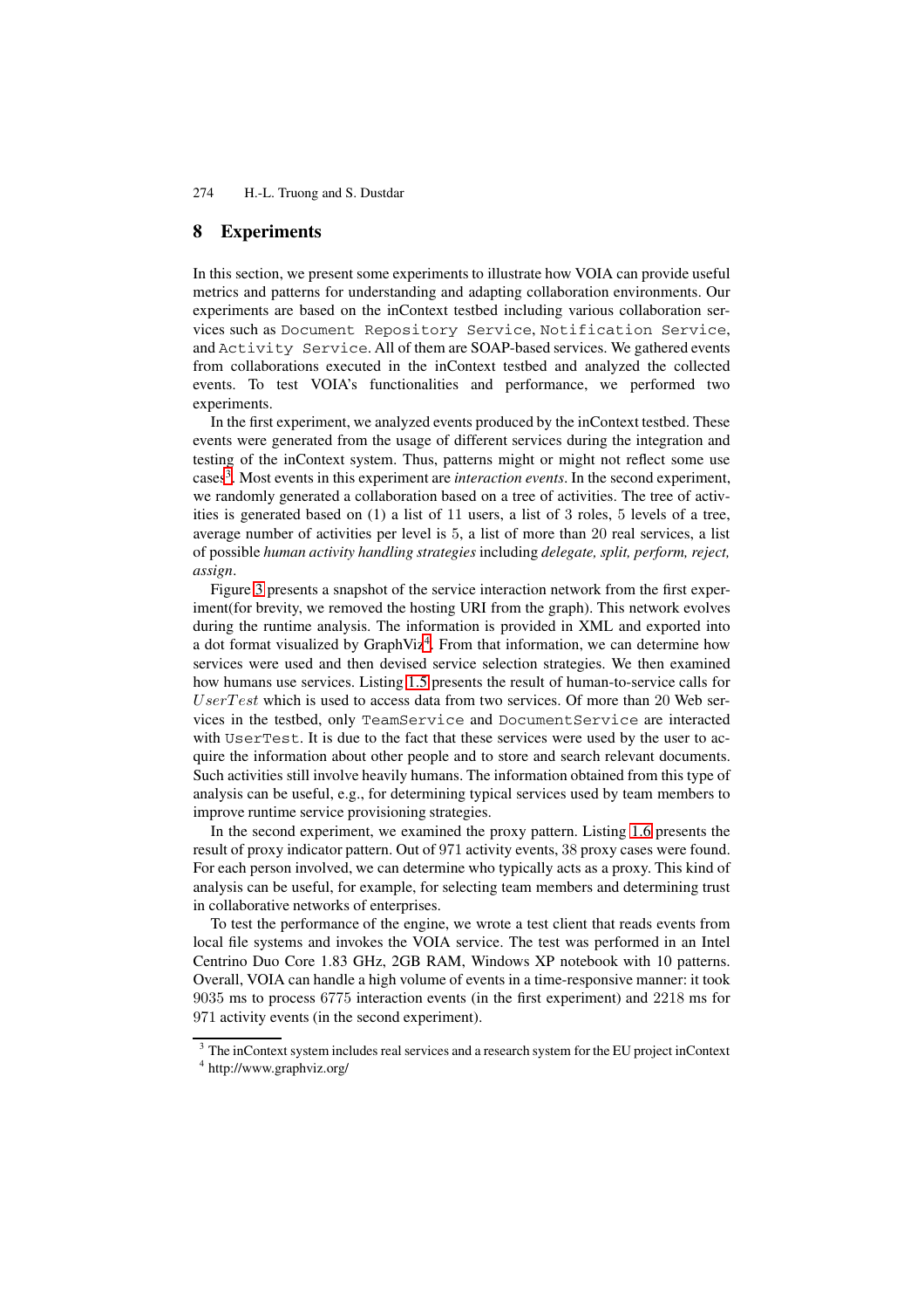## 8 Experiments

In this section, we present some experiments to illustrate how VOIA can provide useful metrics and patterns for understanding and adapting collaboration environments. Our experiments are based on the inContext testbed including various collaboration services such as `Document Repository Service`, `Notification Service`, and `Activity Service`. All of them are SOAP-based services. We gathered events from collaborations executed in the inContext testbed and analyzed the collected events. To test VOIA's functionalities and performance, we performed two experiments.

In the first experiment, we analyzed events produced by the inContext testbed. These events were generated from the usage of different services during the integration and testing of the inContext system. Thus, patterns might or might not reflect some use cases[3]. Most events in this experiment are *interaction events*. In the second experiment, we randomly generated a collaboration based on a tree of activities. The tree of activities is generated based on (1) a list of 11 users, a list of 3 roles, 5 levels of a tree, average number of activities per level is 5, a list of more than 20 real services, a list of possible *human activity handling strategies* including *delegate, split, perform, reject, assign*.

Figure 3 presents a snapshot of the service interaction network from the first experiment(for brevity, we removed the hosting URI from the graph). This network evolves during the runtime analysis. The information is provided in XML and exported into a dot format visualized by GraphViz[4]. From that information, we can determine how services were used and then devised service selection strategies. We then examined how humans use services. Listing 1.5 presents the result of human-to-service calls for $UserTest$ which is used to access data from two services. Of more than 20 Web services in the testbed, only `TeamService` and `DocumentService` are interacted with `UserTest`. It is due to the fact that these services were used by the user to acquire the information about other people and to store and search relevant documents. Such activities still involve heavily humans. The information obtained from this type of analysis can be useful, e.g., for determining typical services used by team members to improve runtime service provisioning strategies.

In the second experiment, we examined the proxy pattern. Listing 1.6 presents the result of proxy indicator pattern. Out of 971 activity events, 38 proxy cases were found. For each person involved, we can determine who typically acts as a proxy. This kind of analysis can be useful, for example, for selecting team members and determining trust in collaborative networks of enterprises.

To test the performance of the engine, we wrote a test client that reads events from local file systems and invokes the VOIA service. The test was performed in an Intel Centrino Duo Core 1.83 GHz, 2GB RAM, Windows XP notebook with 10 patterns. Overall, VOIA can handle a high volume of events in a time-responsive manner: it took 9035 ms to process 6775 interaction events (in the first experiment) and 2218 ms for 971 activity events (in the second experiment).

[3] The inContext system includes real services and a research system for the EU project inContext

[4] http://www.graphviz.org/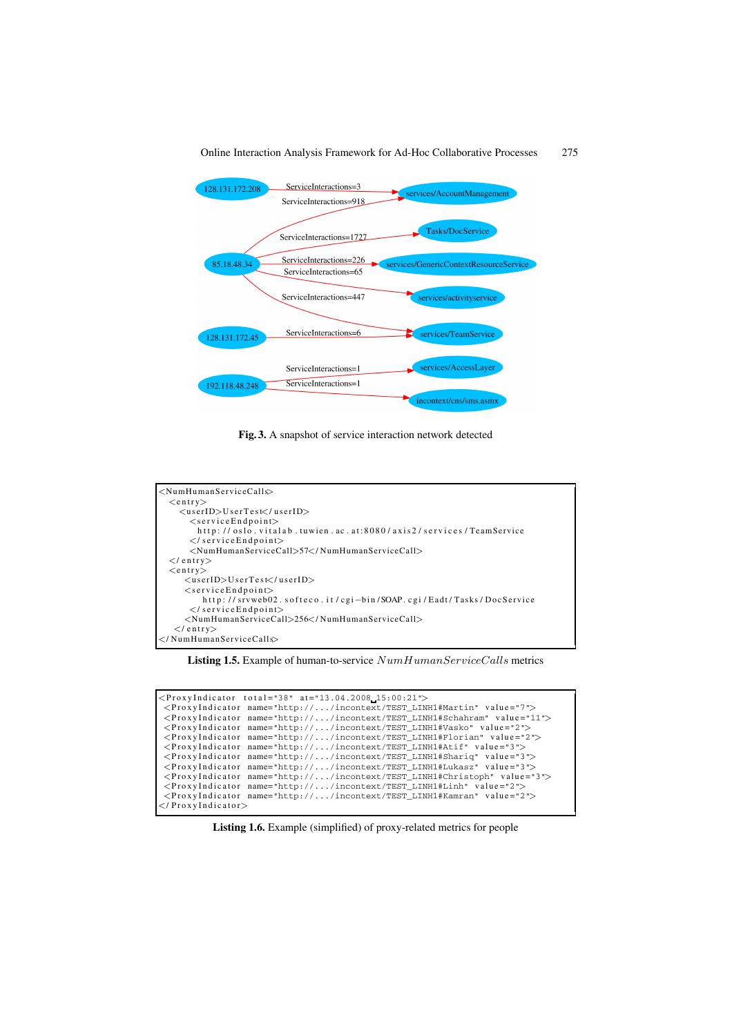Fig. 3. A snapshot of service interaction network detected

```
<NumHumanServiceCalls>
  <entry>
    <userID>UserTest</userID>
      <serviceEndpoint>
        http://oslo.vitalab.tuwien.ac.at:8080/axis2/services/TeamService
      </serviceEndpoint>
      <NumHumanServiceCall>57</NumHumanServiceCall>
  </entry>
  <entry>
     <userID>UserTest</userID>
     <serviceEndpoint>
        http://srvweb02.softeco.it/cgi-bin/SOAP.cgi/Eadt/Tasks/DocService
      </serviceEndpoint>
     <NumHumanServiceCall>256</NumHumanServiceCall>
   </entry>
</NumHumanServiceCalls>
```

**Listing 1.5.** Example of human-to-service *NumHumanServiceCalls* metrics

```
<ProxyIndicator total="38" at="13.04.2008 15:00:21">
 <ProxyIndicator name="http://.../incontext/TEST_LINH1#Martin" value="7">
 <ProxyIndicator name="http://.../incontext/TEST_LINH1#Schahram" value="11">
 <ProxyIndicator name="http://.../incontext/TEST_LINH1#Vasko" value="2">
 <ProxyIndicator name="http://.../incontext/TEST_LINH1#Florian" value="2">
 <ProxyIndicator name="http://.../incontext/TEST_LINH1#Atif" value="3">
 <ProxyIndicator name="http://.../incontext/TEST_LINH1#Shariq" value="3">
 <ProxyIndicator name="http://.../incontext/TEST_LINH1#Lukasz" value="3">
 <ProxyIndicator name="http://.../incontext/TEST_LINH1#Christoph" value="3">
 <ProxyIndicator name="http://.../incontext/TEST_LINH1#Linh" value="2">
 <ProxyIndicator name="http://.../incontext/TEST_LINH1#Kamran" value="2">
</ProxyIndicator>
```

**Listing 1.6.** Example (simplified) of proxy-related metrics for people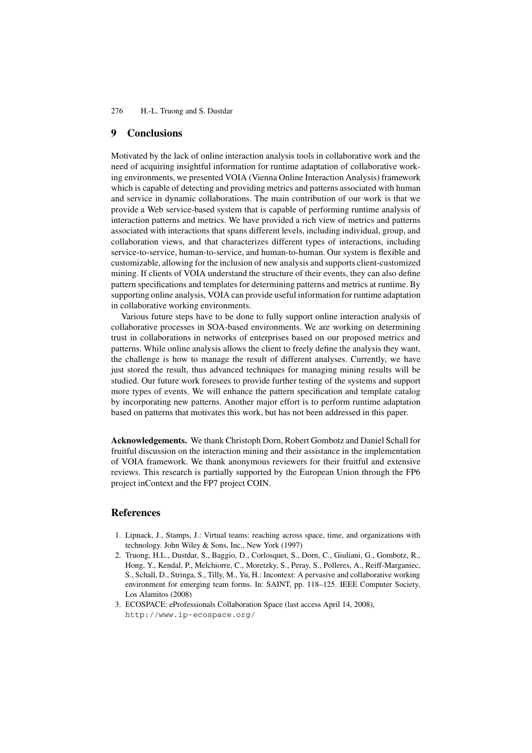## 9 Conclusions

Motivated by the lack of online interaction analysis tools in collaborative work and the need of acquiring insightful information for runtime adaptation of collaborative working environments, we presented VOIA (Vienna Online Interaction Analysis) framework which is capable of detecting and providing metrics and patterns associated with human and service in dynamic collaborations. The main contribution of our work is that we provide a Web service-based system that is capable of performing runtime analysis of interaction patterns and metrics. We have provided a rich view of metrics and patterns associated with interactions that spans different levels, including individual, group, and collaboration views, and that characterizes different types of interactions, including service-to-service, human-to-service, and human-to-human. Our system is flexible and customizable, allowing for the inclusion of new analysis and supports client-customized mining. If clients of VOIA understand the structure of their events, they can also define pattern specifications and templates for determining patterns and metrics at runtime. By supporting online analysis, VOIA can provide useful information for runtime adaptation in collaborative working environments.

Various future steps have to be done to fully support online interaction analysis of collaborative processes in SOA-based environments. We are working on determining trust in collaborations in networks of enterprises based on our proposed metrics and patterns. While online analysis allows the client to freely define the analysis they want, the challenge is how to manage the result of different analyses. Currently, we have just stored the result, thus advanced techniques for managing mining results will be studied. Our future work foresees to provide further testing of the systems and support more types of events. We will enhance the pattern specification and template catalog by incorporating new patterns. Another major effort is to perform runtime adaptation based on patterns that motivates this work, but has not been addressed in this paper.

**Acknowledgements.** We thank Christoph Dorn, Robert Gombotz and Daniel Schall for fruitful discussion on the interaction mining and their assistance in the implementation of VOIA framework. We thank anonymous reviewers for their fruitful and extensive reviews. This research is partially supported by the European Union through the FP6 project inContext and the FP7 project COIN.

## References

1. Lipnack, J., Stamps, J.: Virtual teams: reaching across space, time, and organizations with technology. John Wiley & Sons, Inc., New York (1997)
2. Truong, H.L., Dustdar, S., Baggio, D., Corlosquet, S., Dorn, C., Giuliani, G., Gombotz, R., Hong, Y., Kendal, P., Melchiorre, C., Moretzky, S., Peray, S., Polleres, A., Reiff-Marganiec, S., Schall, D., Stringa, S., Tilly, M., Yu, H.: Incontext: A pervasive and collaborative working environment for emerging team forms. In: SAINT, pp. 118–125. IEEE Computer Society, Los Alamitos (2008)
3. ECOSPACE: eProfessionals Collaboration Space (last access April 14, 2008), `http://www.ip-ecospace.org/`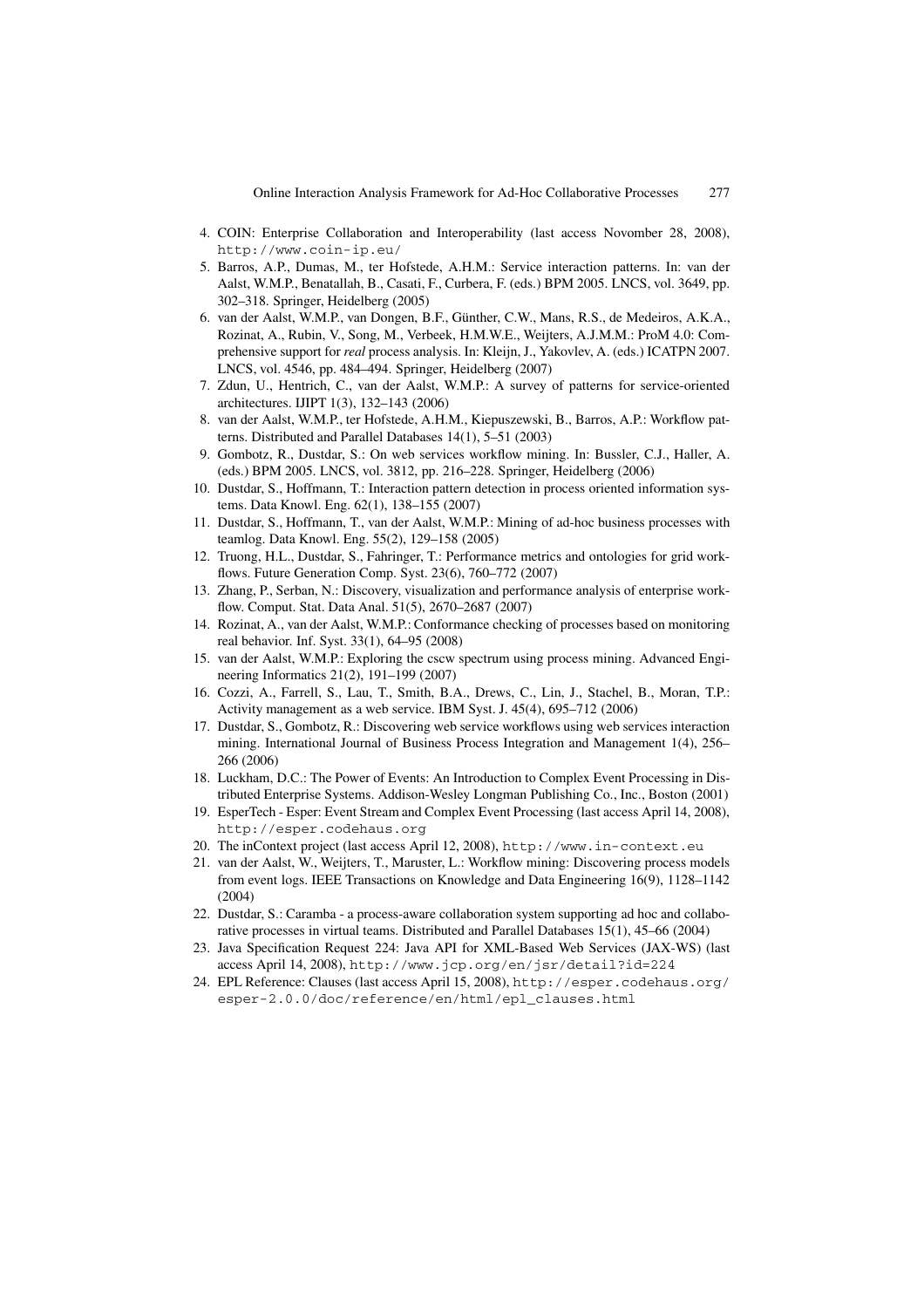4. COIN: Enterprise Collaboration and Interoperability (last access Novomber 28, 2008), http://www.coin-ip.eu/
5. Barros, A.P., Dumas, M., ter Hofstede, A.H.M.: Service interaction patterns. In: van der Aalst, W.M.P., Benatallah, B., Casati, F., Curbera, F. (eds.) BPM 2005. LNCS, vol. 3649, pp. 302–318. Springer, Heidelberg (2005)
6. van der Aalst, W.M.P., van Dongen, B.F., Günther, C.W., Mans, R.S., de Medeiros, A.K.A., Rozinat, A., Rubin, V., Song, M., Verbeek, H.M.W.E., Weijters, A.J.M.M.: ProM 4.0: Comprehensive support for *real* process analysis. In: Kleijn, J., Yakovlev, A. (eds.) ICATPN 2007. LNCS, vol. 4546, pp. 484–494. Springer, Heidelberg (2007)
7. Zdun, U., Hentrich, C., van der Aalst, W.M.P.: A survey of patterns for service-oriented architectures. IJIPT 1(3), 132–143 (2006)
8. van der Aalst, W.M.P., ter Hofstede, A.H.M., Kiepuszewski, B., Barros, A.P.: Workflow patterns. Distributed and Parallel Databases 14(1), 5–51 (2003)
9. Gombotz, R., Dustdar, S.: On web services workflow mining. In: Bussler, C.J., Haller, A. (eds.) BPM 2005. LNCS, vol. 3812, pp. 216–228. Springer, Heidelberg (2006)
10. Dustdar, S., Hoffmann, T.: Interaction pattern detection in process oriented information systems. Data Knowl. Eng. 62(1), 138–155 (2007)
11. Dustdar, S., Hoffmann, T., van der Aalst, W.M.P.: Mining of ad-hoc business processes with teamlog. Data Knowl. Eng. 55(2), 129–158 (2005)
12. Truong, H.L., Dustdar, S., Fahringer, T.: Performance metrics and ontologies for grid workflows. Future Generation Comp. Syst. 23(6), 760–772 (2007)
13. Zhang, P., Serban, N.: Discovery, visualization and performance analysis of enterprise workflow. Comput. Stat. Data Anal. 51(5), 2670–2687 (2007)
14. Rozinat, A., van der Aalst, W.M.P.: Conformance checking of processes based on monitoring real behavior. Inf. Syst. 33(1), 64–95 (2008)
15. van der Aalst, W.M.P.: Exploring the cscw spectrum using process mining. Advanced Engineering Informatics 21(2), 191–199 (2007)
16. Cozzi, A., Farrell, S., Lau, T., Smith, B.A., Drews, C., Lin, J., Stachel, B., Moran, T.P.: Activity management as a web service. IBM Syst. J. 45(4), 695–712 (2006)
17. Dustdar, S., Gombotz, R.: Discovering web service workflows using web services interaction mining. International Journal of Business Process Integration and Management 1(4), 256–266 (2006)
18. Luckham, D.C.: The Power of Events: An Introduction to Complex Event Processing in Distributed Enterprise Systems. Addison-Wesley Longman Publishing Co., Inc., Boston (2001)
19. EsperTech - Esper: Event Stream and Complex Event Processing (last access April 14, 2008), http://esper.codehaus.org
20. The inContext project (last access April 12, 2008), http://www.in-context.eu
21. van der Aalst, W., Weijters, T., Maruster, L.: Workflow mining: Discovering process models from event logs. IEEE Transactions on Knowledge and Data Engineering 16(9), 1128–1142 (2004)
22. Dustdar, S.: Caramba - a process-aware collaboration system supporting ad hoc and collaborative processes in virtual teams. Distributed and Parallel Databases 15(1), 45–66 (2004)
23. Java Specification Request 224: Java API for XML-Based Web Services (JAX-WS) (last access April 14, 2008), http://www.jcp.org/en/jsr/detail?id=224
24. EPL Reference: Clauses (last access April 15, 2008), http://esper.codehaus.org/esper-2.0.0/doc/reference/en/html/epl_clauses.html